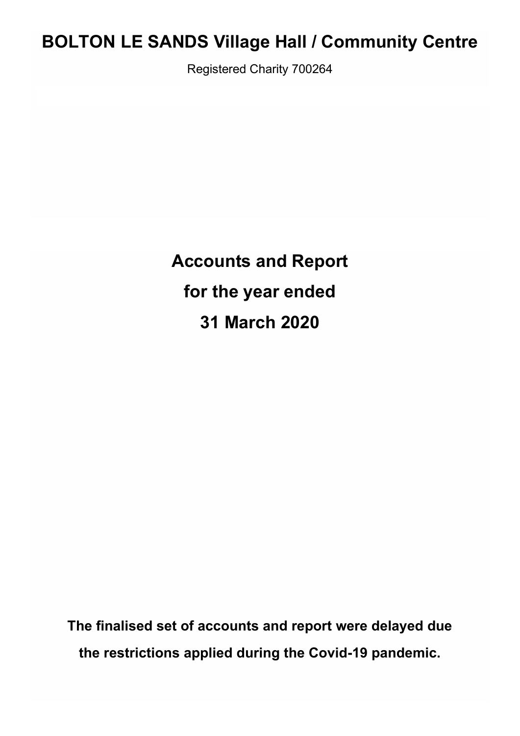# BOLTON LE SANDS Village Hall / Community Centre

Registered Charity 700264

## Accounts and Report

## for the year ended

## 31 March 2020

**The finalised set of accounts and report were delayed due the restrictions applied during the Covid-19 pandemic.**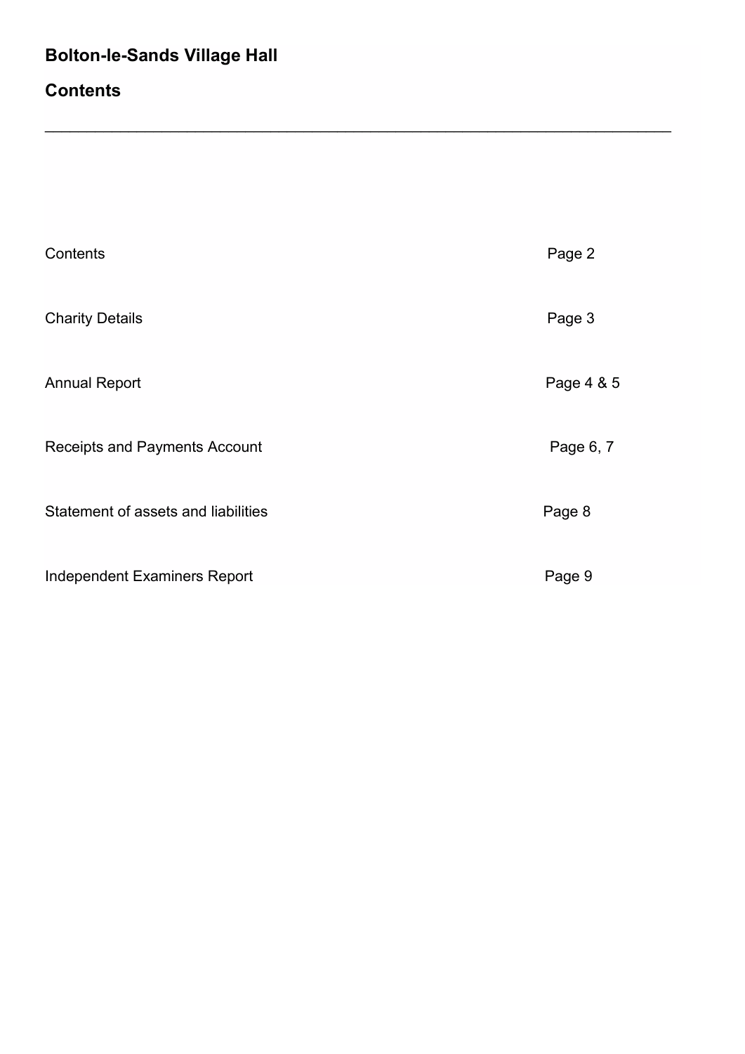# Bolton-le-Sands Village Hall

## Contents

| | |
|---|---|
| Contents | Page 2 |
| Charity Details | Page 3 |
| Annual Report | Page 4 & 5 |
| Receipts and Payments Account | Page 6, 7 |
| Statement of assets and liabilities | Page 8 |
| Independent Examiners Report | Page 9 |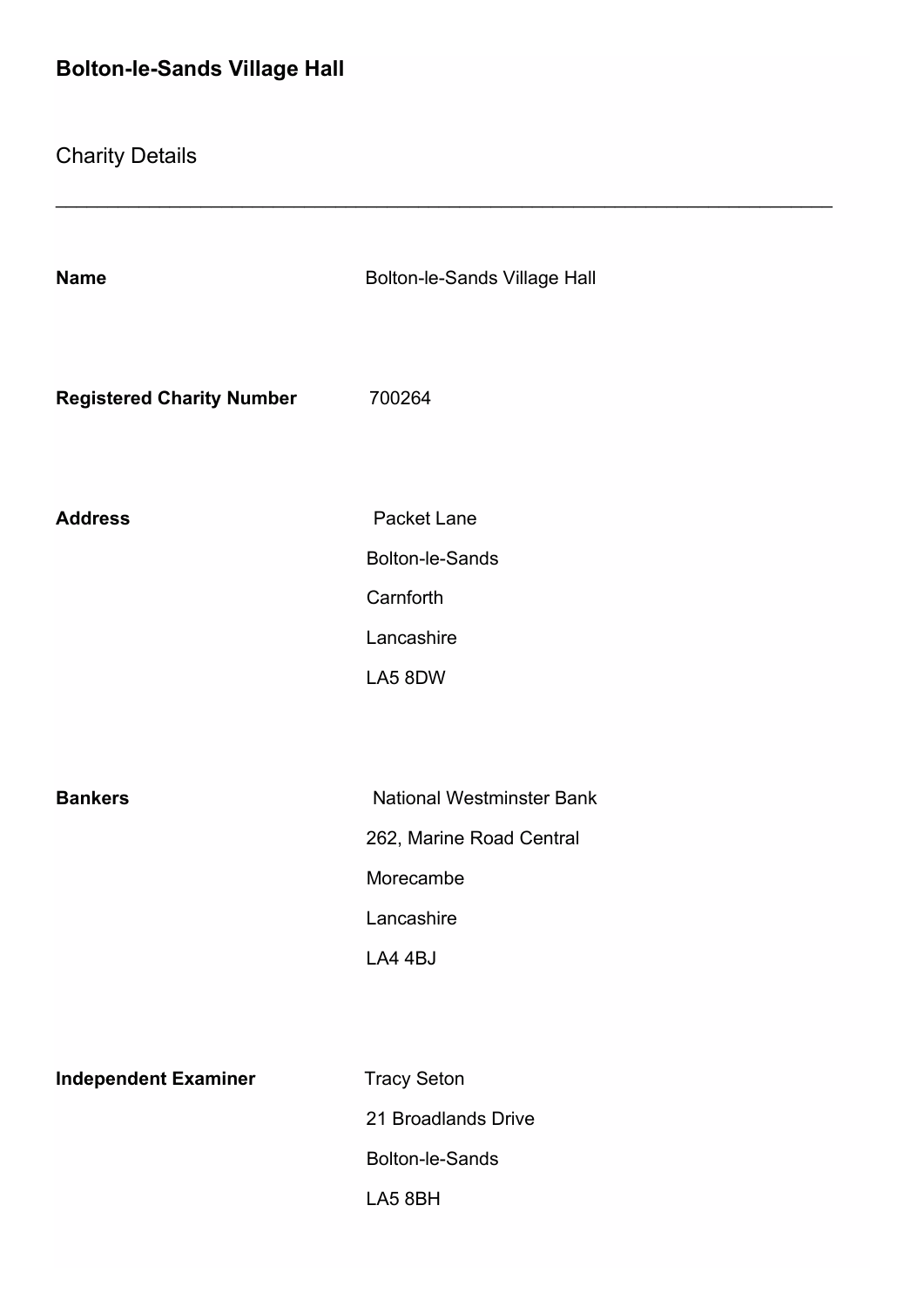## Bolton-le-Sands Village Hall

### Charity Details

---

| | |
|---|---|
| **Name** | Bolton-le-Sands Village Hall |
| **Registered Charity Number** | 700264 |
| **Address** | Packet Lane<br>Bolton-le-Sands<br>Carnforth<br>Lancashire<br>LA5 8DW |
| **Bankers** | National Westminster Bank<br>262, Marine Road Central<br>Morecambe<br>Lancashire<br>LA4 4BJ |
| **Independent Examiner** | Tracy Seton<br>21 Broadlands Drive<br>Bolton-le-Sands<br>LA5 8BH |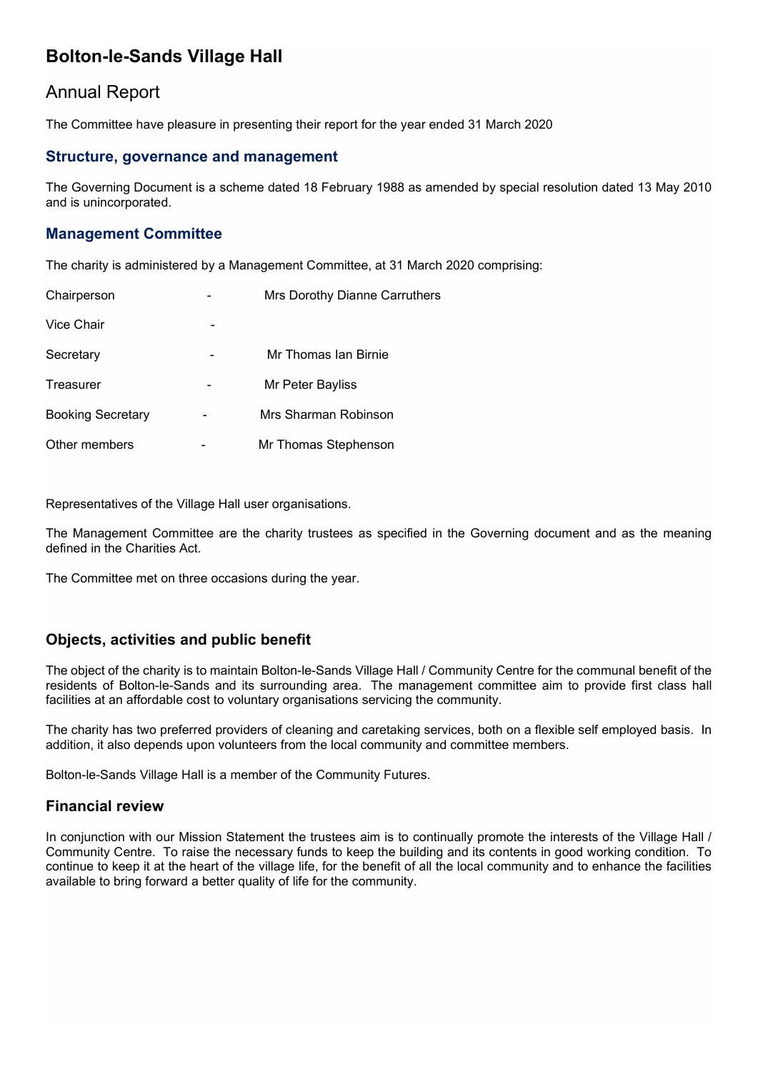# Bolton-le-Sands Village Hall

## Annual Report

The Committee have pleasure in presenting their report for the year ended 31 March 2020

### Structure, governance and management

The Governing Document is a scheme dated 18 February 1988 as amended by special resolution dated 13 May 2010 and is unincorporated.

### Management Committee

The charity is administered by a Management Committee, at 31 March 2020 comprising:

| | | |
|---|---|---|
| Chairperson | - | Mrs Dorothy Dianne Carruthers |
| Vice Chair | - | |
| Secretary | - | Mr Thomas Ian Birnie |
| Treasurer | - | Mr Peter Bayliss |
| Booking Secretary | - | Mrs Sharman Robinson |
| Other members | - | Mr Thomas Stephenson |

Representatives of the Village Hall user organisations.

The Management Committee are the charity trustees as specified in the Governing document and as the meaning defined in the Charities Act.

The Committee met on three occasions during the year.

### Objects, activities and public benefit

The object of the charity is to maintain Bolton-le-Sands Village Hall / Community Centre for the communal benefit of the residents of Bolton-le-Sands and its surrounding area. The management committee aim to provide first class hall facilities at an affordable cost to voluntary organisations servicing the community.

The charity has two preferred providers of cleaning and caretaking services, both on a flexible self employed basis. In addition, it also depends upon volunteers from the local community and committee members.

Bolton-le-Sands Village Hall is a member of the Community Futures.

### Financial review

In conjunction with our Mission Statement the trustees aim is to continually promote the interests of the Village Hall / Community Centre. To raise the necessary funds to keep the building and its contents in good working condition. To continue to keep it at the heart of the village life, for the benefit of all the local community and to enhance the facilities available to bring forward a better quality of life for the community.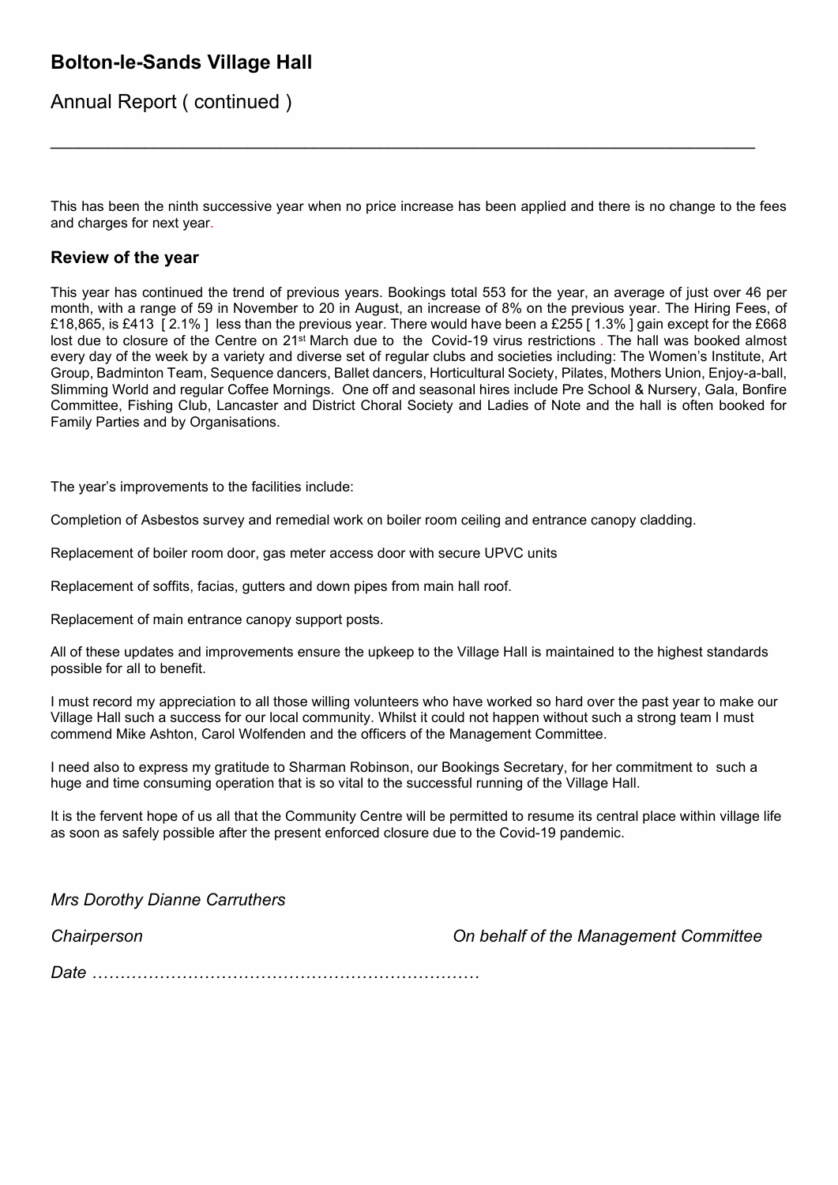# Bolton-le-Sands Village Hall

## Annual Report ( continued )

This has been the ninth successive year when no price increase has been applied and there is no change to the fees and charges for next year.

### Review of the year

This year has continued the trend of previous years. Bookings total 553 for the year, an average of just over 46 per month, with a range of 59 in November to 20 in August, an increase of 8% on the previous year. The Hiring Fees, of £18,865, is £413 [ 2.1% ] less than the previous year. There would have been a £255 [ 1.3% ] gain except for the £668 lost due to closure of the Centre on 21st March due to the Covid-19 virus restrictions . The hall was booked almost every day of the week by a variety and diverse set of regular clubs and societies including: The Women's Institute, Art Group, Badminton Team, Sequence dancers, Ballet dancers, Horticultural Society, Pilates, Mothers Union, Enjoy-a-ball, Slimming World and regular Coffee Mornings. One off and seasonal hires include Pre School & Nursery, Gala, Bonfire Committee, Fishing Club, Lancaster and District Choral Society and Ladies of Note and the hall is often booked for Family Parties and by Organisations.

The year's improvements to the facilities include:

Completion of Asbestos survey and remedial work on boiler room ceiling and entrance canopy cladding.

Replacement of boiler room door, gas meter access door with secure UPVC units

Replacement of soffits, facias, gutters and down pipes from main hall roof.

Replacement of main entrance canopy support posts.

All of these updates and improvements ensure the upkeep to the Village Hall is maintained to the highest standards possible for all to benefit.

I must record my appreciation to all those willing volunteers who have worked so hard over the past year to make our Village Hall such a success for our local community. Whilst it could not happen without such a strong team I must commend Mike Ashton, Carol Wolfenden and the officers of the Management Committee.

I need also to express my gratitude to Sharman Robinson, our Bookings Secretary, for her commitment to such a huge and time consuming operation that is so vital to the successful running of the Village Hall.

It is the fervent hope of us all that the Community Centre will be permitted to resume its central place within village life as soon as safely possible after the present enforced closure due to the Covid-19 pandemic.

*Mrs Dorothy Dianne Carruthers*

*Chairperson* *On behalf of the Management Committee*

*Date ……………………………………………………………*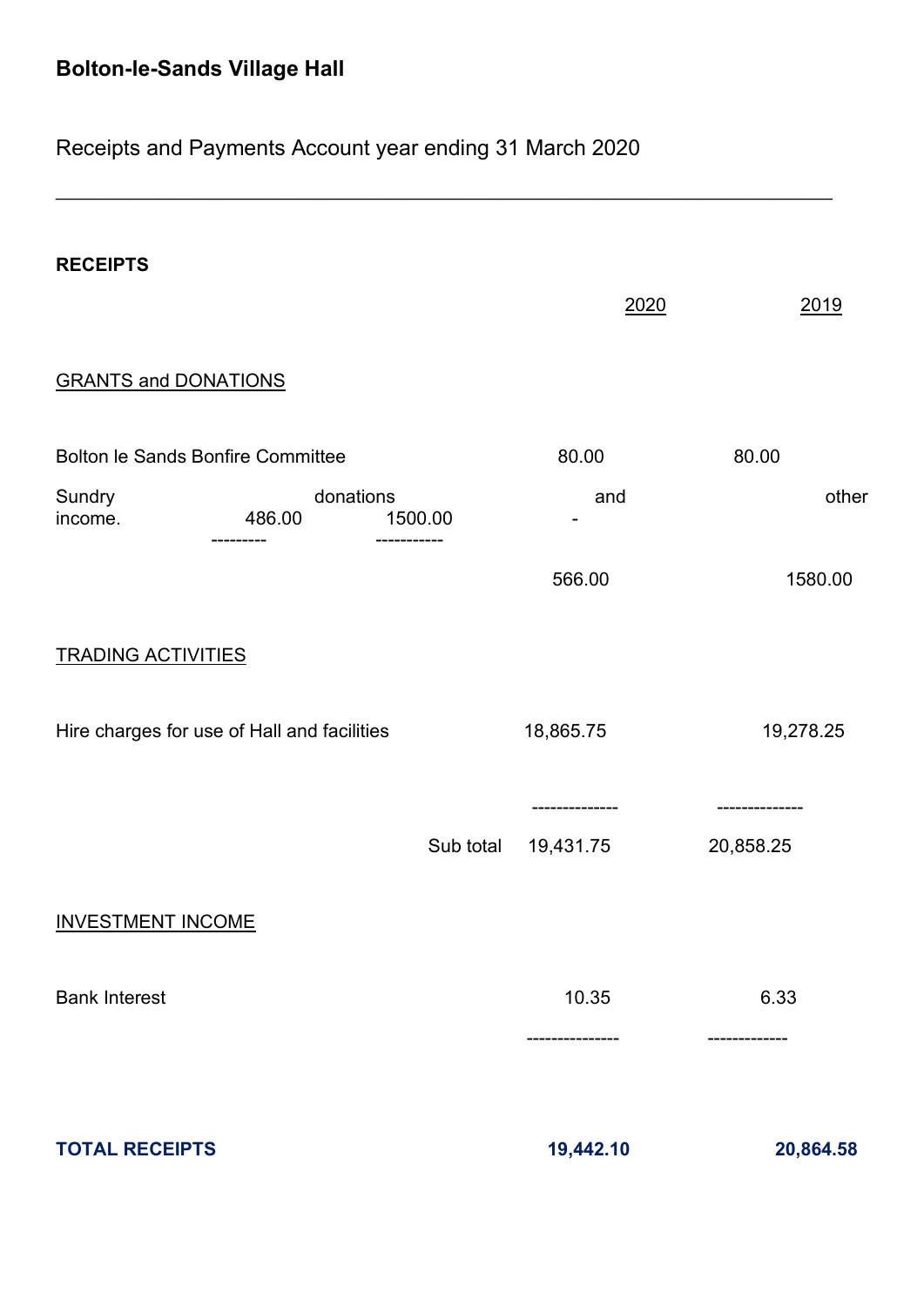**Bolton-le-Sands Village Hall**

Receipts and Payments Account year ending 31 March 2020

---

**RECEIPTS**

| | 2020 | 2019 |
|---|---|---|
| GRANTS and DONATIONS | | |
| Bolton le Sands Bonfire Committee | 80.00 | 80.00 |
| Sundry donations and other income. | 486.00 | 1500.00 |
| | --------- | ----------- |
| | 566.00 | 1580.00 |
| TRADING ACTIVITIES | | |
| Hire charges for use of Hall and facilities | 18,865.75 | 19,278.25 |
| | -------------- | -------------- |
| Sub total | 19,431.75 | 20,858.25 |
| INVESTMENT INCOME | | |
| Bank Interest | 10.35 | 6.33 |
| | --------------- | ------------- |
| **TOTAL RECEIPTS** | **19,442.10** | **20,864.58** |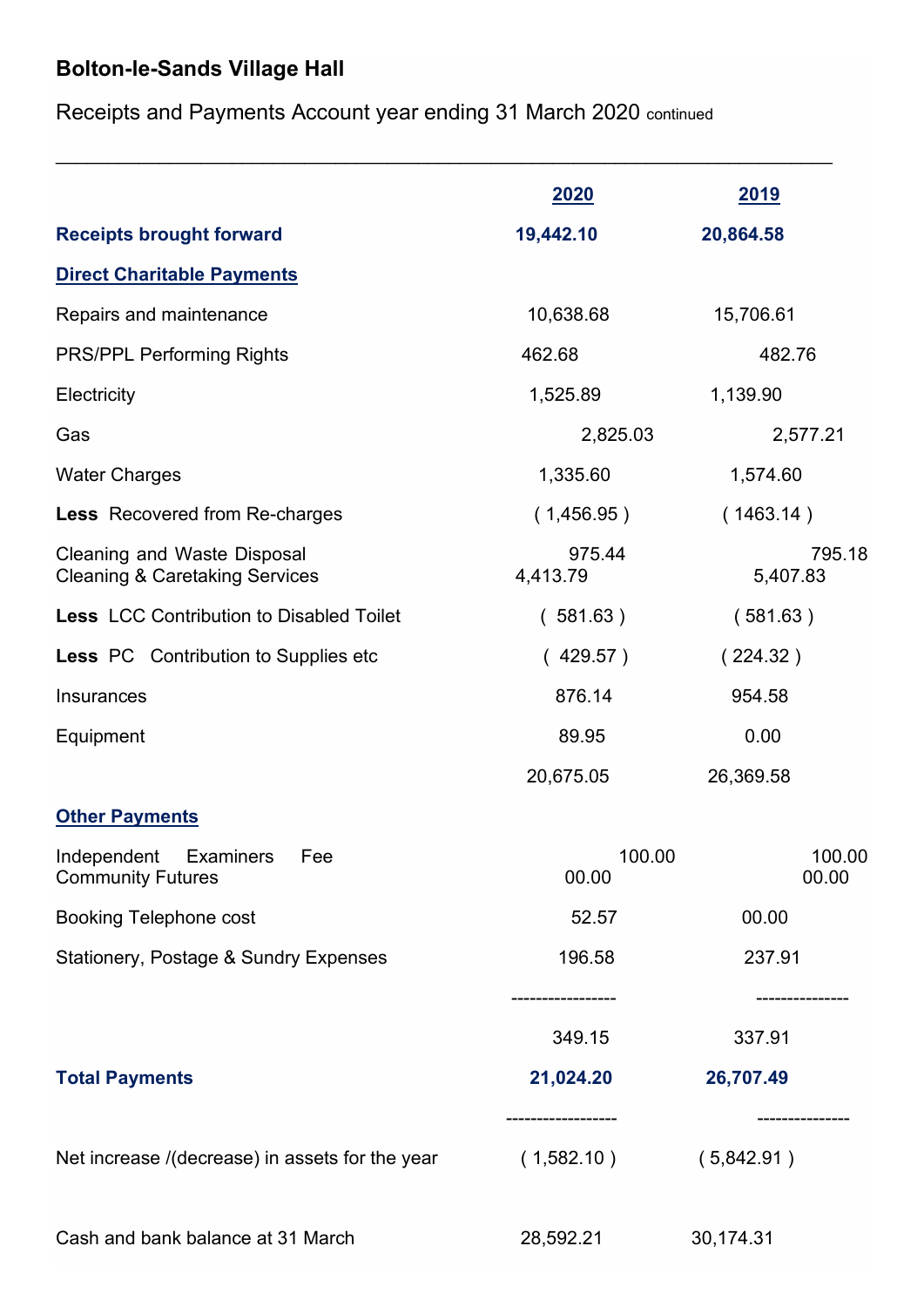# Bolton-le-Sands Village Hall

## Receipts and Payments Account year ending 31 March 2020 continued

| | 2020 | 2019 |
|---|---|---|
| **Receipts brought forward** | **19,442.10** | **20,864.58** |
| **Direct Charitable Payments** | | |
| Repairs and maintenance | 10,638.68 | 15,706.61 |
| PRS/PPL Performing Rights | 462.68 | 482.76 |
| Electricity | 1,525.89 | 1,139.90 |
| Gas | 2,825.03 | 2,577.21 |
| Water Charges | 1,335.60 | 1,574.60 |
| **Less** Recovered from Re-charges | ( 1,456.95 ) | ( 1463.14 ) |
| Cleaning and Waste Disposal | 975.44 | 795.18 |
| Cleaning & Caretaking Services | 4,413.79 | 5,407.83 |
| **Less** LCC Contribution to Disabled Toilet | ( 581.63 ) | ( 581.63 ) |
| **Less** PC Contribution to Supplies etc | ( 429.57 ) | ( 224.32 ) |
| Insurances | 876.14 | 954.58 |
| Equipment | 89.95 | 0.00 |
| | 20,675.05 | 26,369.58 |
| **Other Payments** | | |
| Independent Examiners Fee | 100.00 | 100.00 |
| Community Futures | 00.00 | 00.00 |
| Booking Telephone cost | 52.57 | 00.00 |
| Stationery, Postage & Sundry Expenses | 196.58 | 237.91 |
| | 349.15 | 337.91 |
| **Total Payments** | **21,024.20** | **26,707.49** |
| Net increase /(decrease) in assets for the year | ( 1,582.10 ) | ( 5,842.91 ) |
| Cash and bank balance at 31 March | 28,592.21 | 30,174.31 |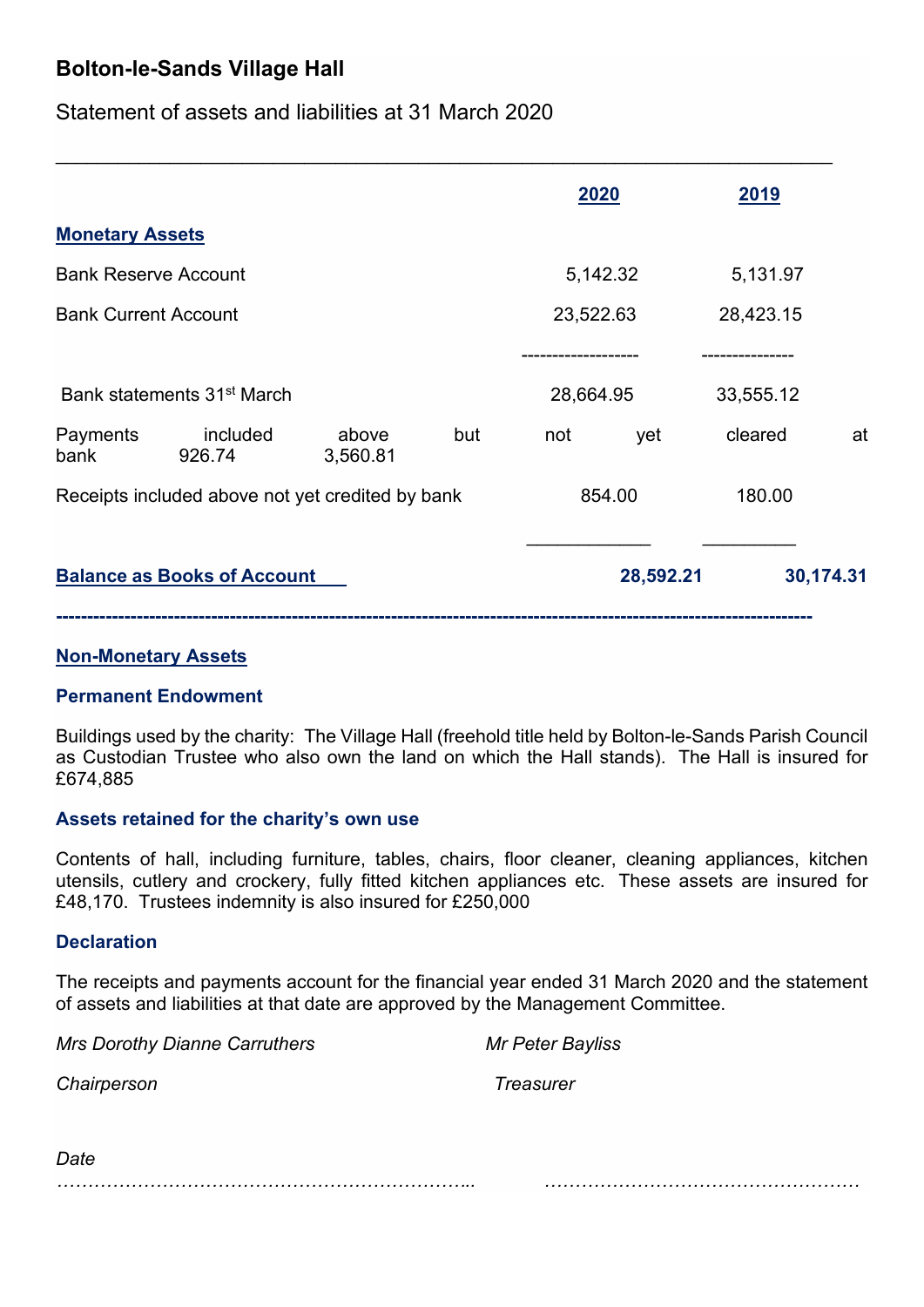# Bolton-le-Sands Village Hall

Statement of assets and liabilities at 31 March 2020

| | 2020 | 2019 |
|---|---|---|
| **Monetary Assets** | | |
| Bank Reserve Account | 5,142.32 | 5,131.97 |
| Bank Current Account | 23,522.63 | 28,423.15 |
| Bank statements 31st March | 28,664.95 | 33,555.12 |
| Payments included above but not yet cleared at bank | 926.74 | 3,560.81 |
| Receipts included above not yet credited by bank | 854.00 | 180.00 |
| **Balance as Books of Account** | **28,592.21** | **30,174.31** |

## Non-Monetary Assets

### Permanent Endowment

Buildings used by the charity: The Village Hall (freehold title held by Bolton-le-Sands Parish Council as Custodian Trustee who also own the land on which the Hall stands). The Hall is insured for £674,885

### Assets retained for the charity's own use

Contents of hall, including furniture, tables, chairs, floor cleaner, cleaning appliances, kitchen utensils, cutlery and crockery, fully fitted kitchen appliances etc. These assets are insured for £48,170. Trustees indemnity is also insured for £250,000

### Declaration

The receipts and payments account for the financial year ended 31 March 2020 and the statement of assets and liabilities at that date are approved by the Management Committee.

*Mrs Dorothy Dianne Carruthers* — *Chairperson*

*Mr Peter Bayliss* — *Treasurer*

*Date*

…………………………………………………………..  …………………………………………….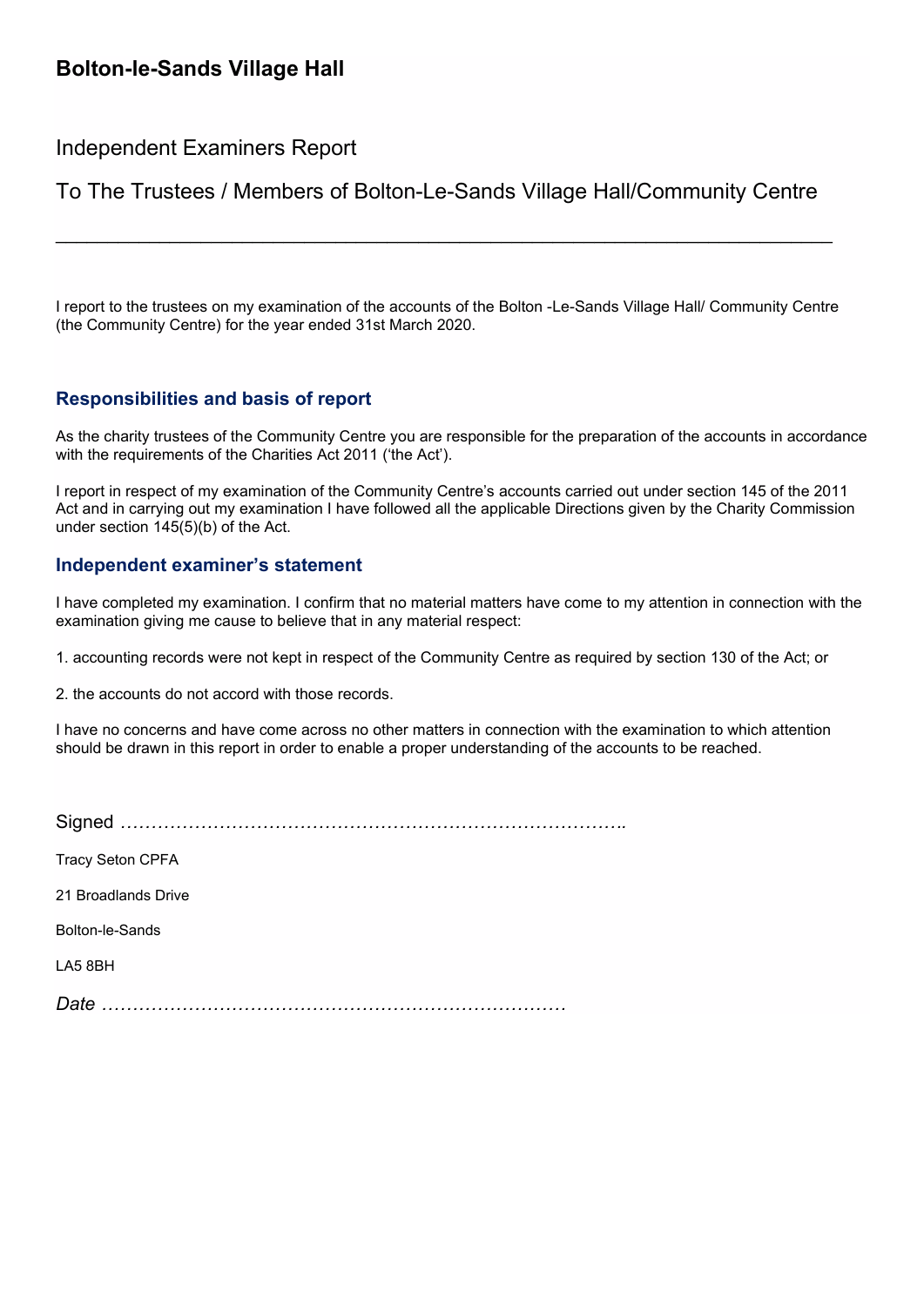# Bolton-le-Sands Village Hall

## Independent Examiners Report

## To The Trustees / Members of Bolton-Le-Sands Village Hall/Community Centre

---

I report to the trustees on my examination of the accounts of the Bolton -Le-Sands Village Hall/ Community Centre (the Community Centre) for the year ended 31st March 2020.

### Responsibilities and basis of report

As the charity trustees of the Community Centre you are responsible for the preparation of the accounts in accordance with the requirements of the Charities Act 2011 ('the Act').

I report in respect of my examination of the Community Centre's accounts carried out under section 145 of the 2011 Act and in carrying out my examination I have followed all the applicable Directions given by the Charity Commission under section 145(5)(b) of the Act.

### Independent examiner's statement

I have completed my examination. I confirm that no material matters have come to my attention in connection with the examination giving me cause to believe that in any material respect:

1. accounting records were not kept in respect of the Community Centre as required by section 130 of the Act; or

2. the accounts do not accord with those records.

I have no concerns and have come across no other matters in connection with the examination to which attention should be drawn in this report in order to enable a proper understanding of the accounts to be reached.

Signed ………………………………………………………………………..

Tracy Seton CPFA

21 Broadlands Drive

Bolton-le-Sands

LA5 8BH

*Date …………………………………………………………………*